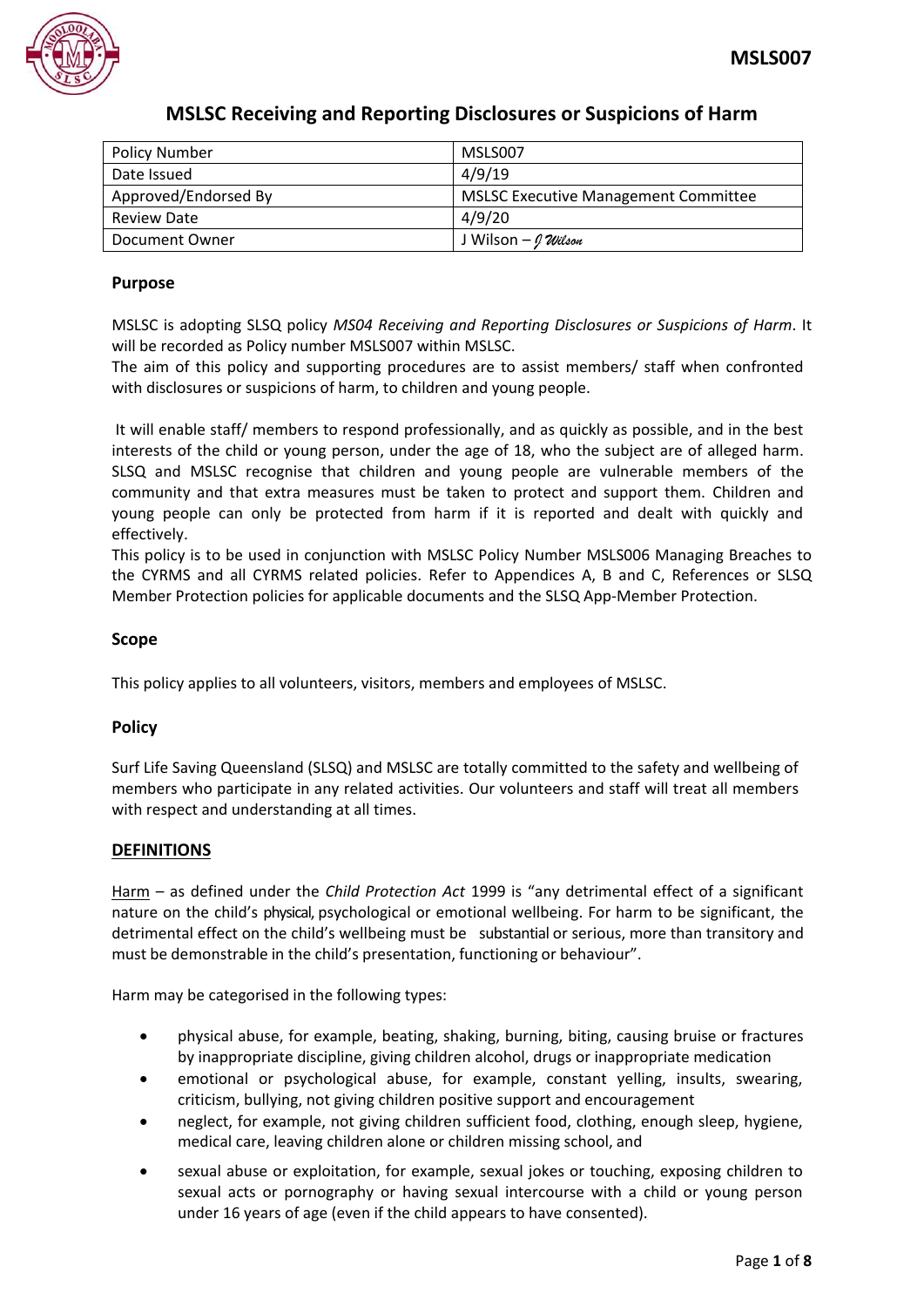# MSLSC Receiving and Reporting Disclosures or Suspicions of Harm

| Policy Number | MSLS007 |
|---|---|
| Date Issued | 4/9/19 |
| Approved/Endorsed By | MSLSC Executive Management Committee |
| Review Date | 4/9/20 |
| Document Owner | J Wilson – J Wilson |

## Purpose

MSLSC is adopting SLSQ policy *MS04 Receiving and Reporting Disclosures or Suspicions of Harm*. It will be recorded as Policy number MSLS007 within MSLSC.
The aim of this policy and supporting procedures are to assist members/ staff when confronted with disclosures or suspicions of harm, to children and young people.

It will enable staff/ members to respond professionally, and as quickly as possible, and in the best interests of the child or young person, under the age of 18, who the subject are of alleged harm. SLSQ and MSLSC recognise that children and young people are vulnerable members of the community and that extra measures must be taken to protect and support them. Children and young people can only be protected from harm if it is reported and dealt with quickly and effectively.
This policy is to be used in conjunction with MSLSC Policy Number MSLS006 Managing Breaches to the CYRMS and all CYRMS related policies. Refer to Appendices A, B and C, References or SLSQ Member Protection policies for applicable documents and the SLSQ App-Member Protection.

## Scope

This policy applies to all volunteers, visitors, members and employees of MSLSC.

## Policy

Surf Life Saving Queensland (SLSQ) and MSLSC are totally committed to the safety and wellbeing of members who participate in any related activities. Our volunteers and staff will treat all members with respect and understanding at all times.

## DEFINITIONS

Harm – as defined under the *Child Protection Act* 1999 is "any detrimental effect of a significant nature on the child's physical, psychological or emotional wellbeing. For harm to be significant, the detrimental effect on the child's wellbeing must be substantial or serious, more than transitory and must be demonstrable in the child's presentation, functioning or behaviour".

Harm may be categorised in the following types:

- physical abuse, for example, beating, shaking, burning, biting, causing bruise or fractures by inappropriate discipline, giving children alcohol, drugs or inappropriate medication
- emotional or psychological abuse, for example, constant yelling, insults, swearing, criticism, bullying, not giving children positive support and encouragement
- neglect, for example, not giving children sufficient food, clothing, enough sleep, hygiene, medical care, leaving children alone or children missing school, and
- sexual abuse or exploitation, for example, sexual jokes or touching, exposing children to sexual acts or pornography or having sexual intercourse with a child or young person under 16 years of age (even if the child appears to have consented).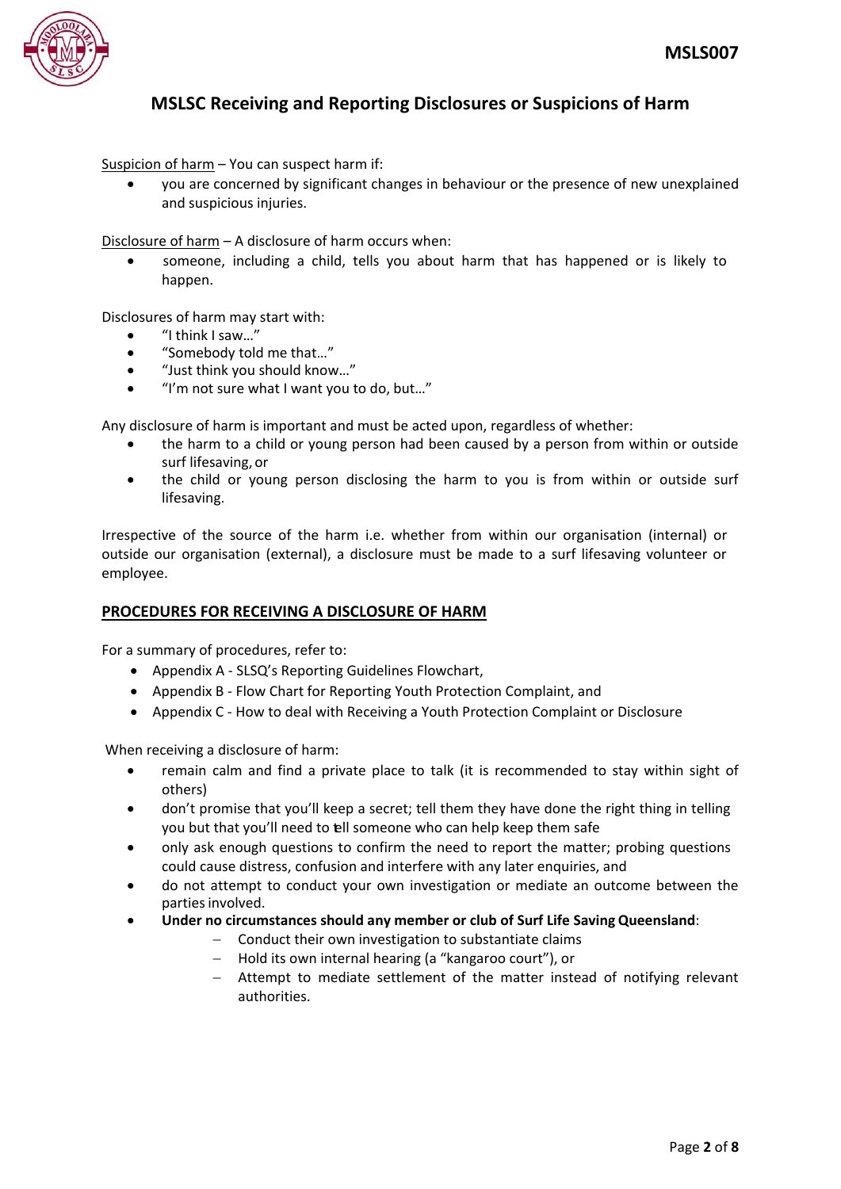# MSLSC Receiving and Reporting Disclosures or Suspicions of Harm

Suspicion of harm – You can suspect harm if:

- you are concerned by significant changes in behaviour or the presence of new unexplained and suspicious injuries.

Disclosure of harm – A disclosure of harm occurs when:

- someone, including a child, tells you about harm that has happened or is likely to happen.

Disclosures of harm may start with:

- "I think I saw…"
- "Somebody told me that…"
- "Just think you should know…"
- "I'm not sure what I want you to do, but…"

Any disclosure of harm is important and must be acted upon, regardless of whether:

- the harm to a child or young person had been caused by a person from within or outside surf lifesaving, or
- the child or young person disclosing the harm to you is from within or outside surf lifesaving.

Irrespective of the source of the harm i.e. whether from within our organisation (internal) or outside our organisation (external), a disclosure must be made to a surf lifesaving volunteer or employee.

## PROCEDURES FOR RECEIVING A DISCLOSURE OF HARM

For a summary of procedures, refer to:

- Appendix A - SLSQ's Reporting Guidelines Flowchart,
- Appendix B - Flow Chart for Reporting Youth Protection Complaint, and
- Appendix C - How to deal with Receiving a Youth Protection Complaint or Disclosure

When receiving a disclosure of harm:

- remain calm and find a private place to talk (it is recommended to stay within sight of others)
- don't promise that you'll keep a secret; tell them they have done the right thing in telling you but that you'll need to tell someone who can help keep them safe
- only ask enough questions to confirm the need to report the matter; probing questions could cause distress, confusion and interfere with any later enquiries, and
- do not attempt to conduct your own investigation or mediate an outcome between the parties involved.
- **Under no circumstances should any member or club of Surf Life Saving Queensland**:
  - Conduct their own investigation to substantiate claims
  - Hold its own internal hearing (a "kangaroo court"), or
  - Attempt to mediate settlement of the matter instead of notifying relevant authorities.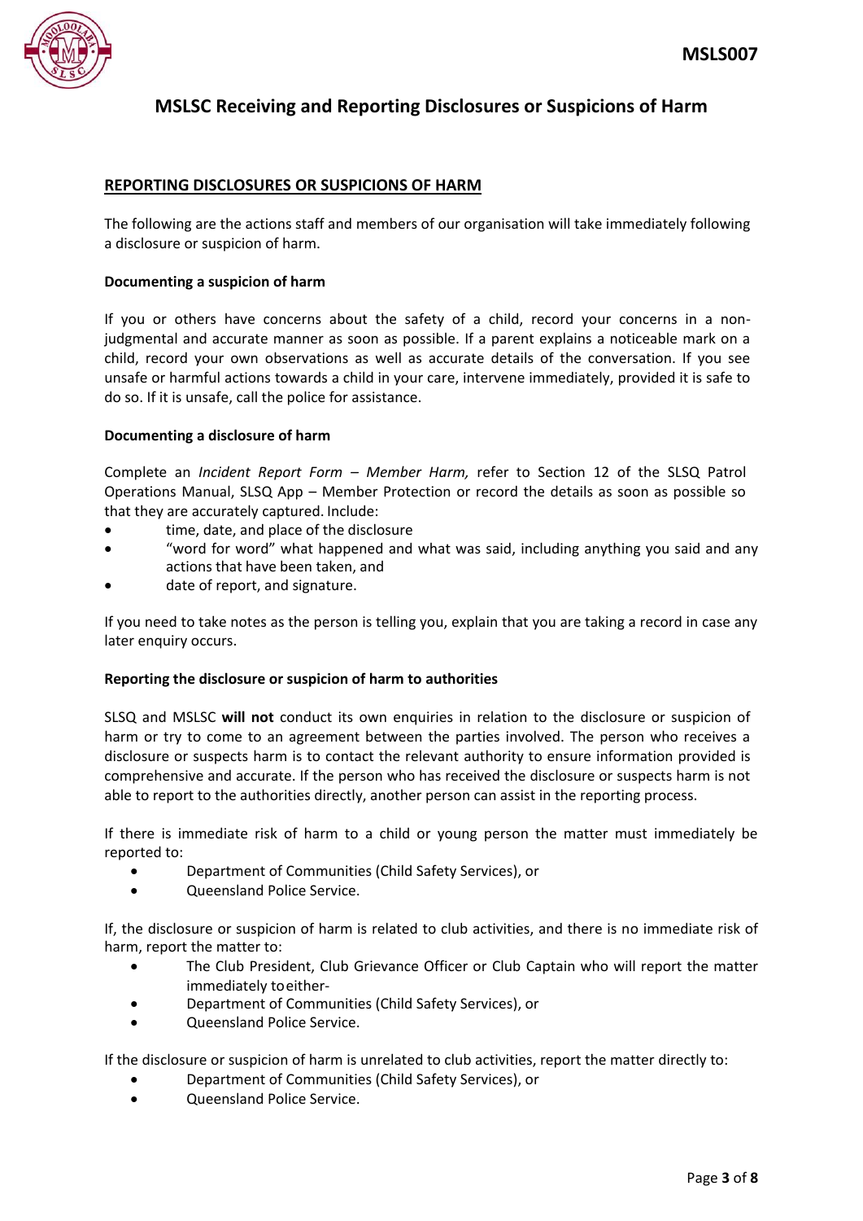# MSLSC Receiving and Reporting Disclosures or Suspicions of Harm

## REPORTING DISCLOSURES OR SUSPICIONS OF HARM

The following are the actions staff and members of our organisation will take immediately following a disclosure or suspicion of harm.

**Documenting a suspicion of harm**

If you or others have concerns about the safety of a child, record your concerns in a non-judgmental and accurate manner as soon as possible. If a parent explains a noticeable mark on a child, record your own observations as well as accurate details of the conversation. If you see unsafe or harmful actions towards a child in your care, intervene immediately, provided it is safe to do so. If it is unsafe, call the police for assistance.

**Documenting a disclosure of harm**

Complete an *Incident Report Form – Member Harm,* refer to Section 12 of the SLSQ Patrol Operations Manual, SLSQ App – Member Protection or record the details as soon as possible so that they are accurately captured. Include:

- time, date, and place of the disclosure
- "word for word" what happened and what was said, including anything you said and any actions that have been taken, and
- date of report, and signature.

If you need to take notes as the person is telling you, explain that you are taking a record in case any later enquiry occurs.

**Reporting the disclosure or suspicion of harm to authorities**

SLSQ and MSLSC **will not** conduct its own enquiries in relation to the disclosure or suspicion of harm or try to come to an agreement between the parties involved. The person who receives a disclosure or suspects harm is to contact the relevant authority to ensure information provided is comprehensive and accurate. If the person who has received the disclosure or suspects harm is not able to report to the authorities directly, another person can assist in the reporting process.

If there is immediate risk of harm to a child or young person the matter must immediately be reported to:

- Department of Communities (Child Safety Services), or
- Queensland Police Service.

If, the disclosure or suspicion of harm is related to club activities, and there is no immediate risk of harm, report the matter to:

- The Club President, Club Grievance Officer or Club Captain who will report the matter immediately to either-
- Department of Communities (Child Safety Services), or
- Queensland Police Service.

If the disclosure or suspicion of harm is unrelated to club activities, report the matter directly to:

- Department of Communities (Child Safety Services), or
- Queensland Police Service.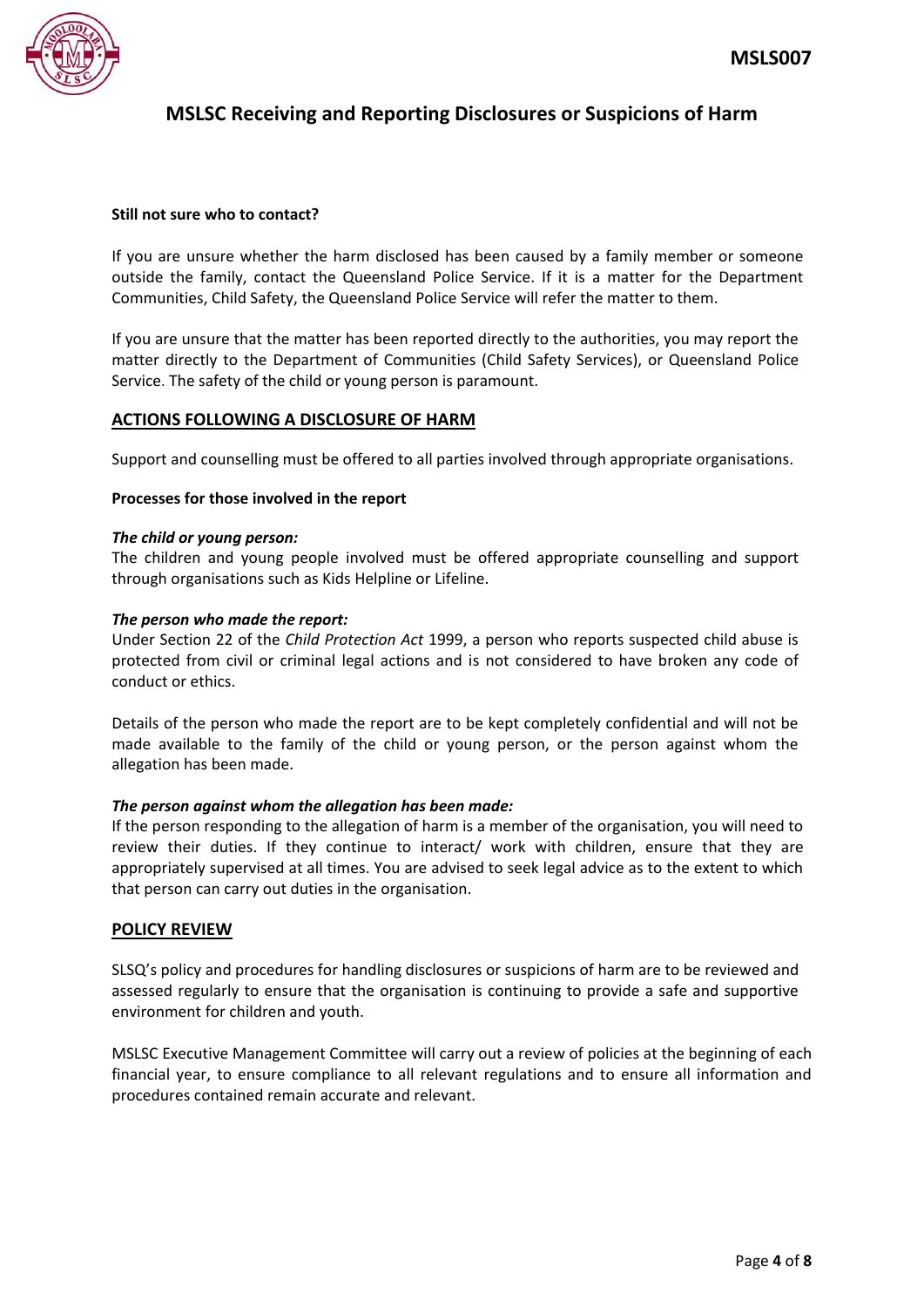**Still not sure who to contact?**

If you are unsure whether the harm disclosed has been caused by a family member or someone outside the family, contact the Queensland Police Service. If it is a matter for the Department Communities, Child Safety, the Queensland Police Service will refer the matter to them.

If you are unsure that the matter has been reported directly to the authorities, you may report the matter directly to the Department of Communities (Child Safety Services), or Queensland Police Service. The safety of the child or young person is paramount.

## ACTIONS FOLLOWING A DISCLOSURE OF HARM

Support and counselling must be offered to all parties involved through appropriate organisations.

**Processes for those involved in the report**

***The child or young person:***
The children and young people involved must be offered appropriate counselling and support through organisations such as Kids Helpline or Lifeline.

***The person who made the report:***
Under Section 22 of the *Child Protection Act* 1999, a person who reports suspected child abuse is protected from civil or criminal legal actions and is not considered to have broken any code of conduct or ethics.

Details of the person who made the report are to be kept completely confidential and will not be made available to the family of the child or young person, or the person against whom the allegation has been made.

***The person against whom the allegation has been made:***
If the person responding to the allegation of harm is a member of the organisation, you will need to review their duties. If they continue to interact/ work with children, ensure that they are appropriately supervised at all times. You are advised to seek legal advice as to the extent to which that person can carry out duties in the organisation.

## POLICY REVIEW

SLSQ's policy and procedures for handling disclosures or suspicions of harm are to be reviewed and assessed regularly to ensure that the organisation is continuing to provide a safe and supportive environment for children and youth.

MSLSC Executive Management Committee will carry out a review of policies at the beginning of each financial year, to ensure compliance to all relevant regulations and to ensure all information and procedures contained remain accurate and relevant.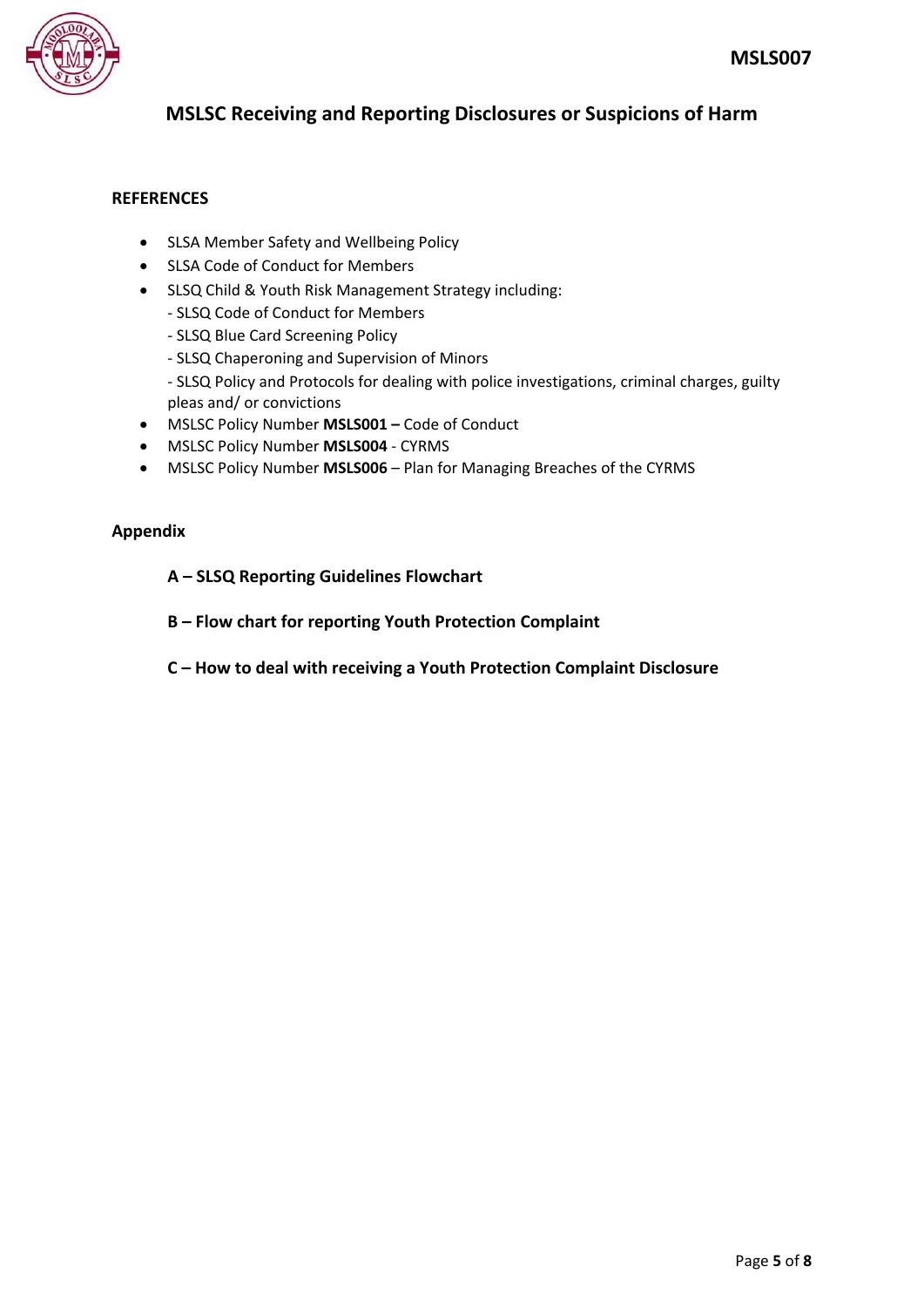# MSLSC Receiving and Reporting Disclosures or Suspicions of Harm

## REFERENCES

- SLSA Member Safety and Wellbeing Policy
- SLSA Code of Conduct for Members
- SLSQ Child & Youth Risk Management Strategy including:
  - SLSQ Code of Conduct for Members
  - SLSQ Blue Card Screening Policy
  - SLSQ Chaperoning and Supervision of Minors
  - SLSQ Policy and Protocols for dealing with police investigations, criminal charges, guilty pleas and/ or convictions
- MSLSC Policy Number **MSLS001 –** Code of Conduct
- MSLSC Policy Number **MSLS004** - CYRMS
- MSLSC Policy Number **MSLS006** – Plan for Managing Breaches of the CYRMS

## Appendix

**A – SLSQ Reporting Guidelines Flowchart**

**B – Flow chart for reporting Youth Protection Complaint**

**C – How to deal with receiving a Youth Protection Complaint Disclosure**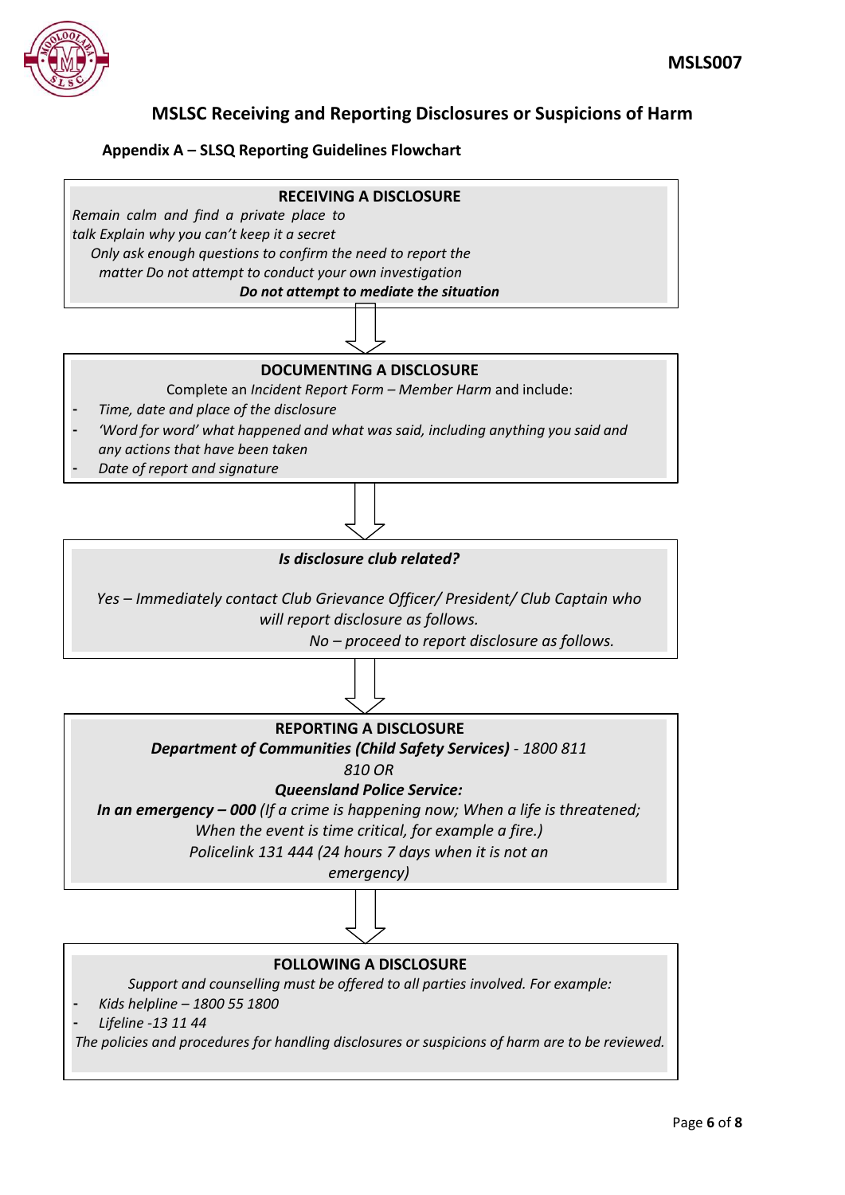## MSLSC Receiving and Reporting Disclosures or Suspicions of Harm

### Appendix A – SLSQ Reporting Guidelines Flowchart

**RECEIVING A DISCLOSURE**

*Remain calm and find a private place to talk*
*Explain why you can't keep it a secret*
*Only ask enough questions to confirm the need to report the matter*
*Do not attempt to conduct your own investigation*
***Do not attempt to mediate the situation***

↓

**DOCUMENTING A DISCLOSURE**

Complete an *Incident Report Form – Member Harm* and include:

- *Time, date and place of the disclosure*
- *'Word for word' what happened and what was said, including anything you said and any actions that have been taken*
- *Date of report and signature*

↓

***Is disclosure club related?***

*Yes – Immediately contact Club Grievance Officer/ President/ Club Captain who will report disclosure as follows.*
*No – proceed to report disclosure as follows.*

↓

**REPORTING A DISCLOSURE**

***Department of Communities (Child Safety Services)*** *- 1800 811 810 OR*
***Queensland Police Service:***
***In an emergency – 000*** *(If a crime is happening now; When a life is threatened; When the event is time critical, for example a fire.)*
*Policelink 131 444 (24 hours 7 days when it is not an emergency)*

↓

**FOLLOWING A DISCLOSURE**

*Support and counselling must be offered to all parties involved. For example:*

- *Kids helpline – 1800 55 1800*
- *Lifeline -13 11 44*

*The policies and procedures for handling disclosures or suspicions of harm are to be reviewed.*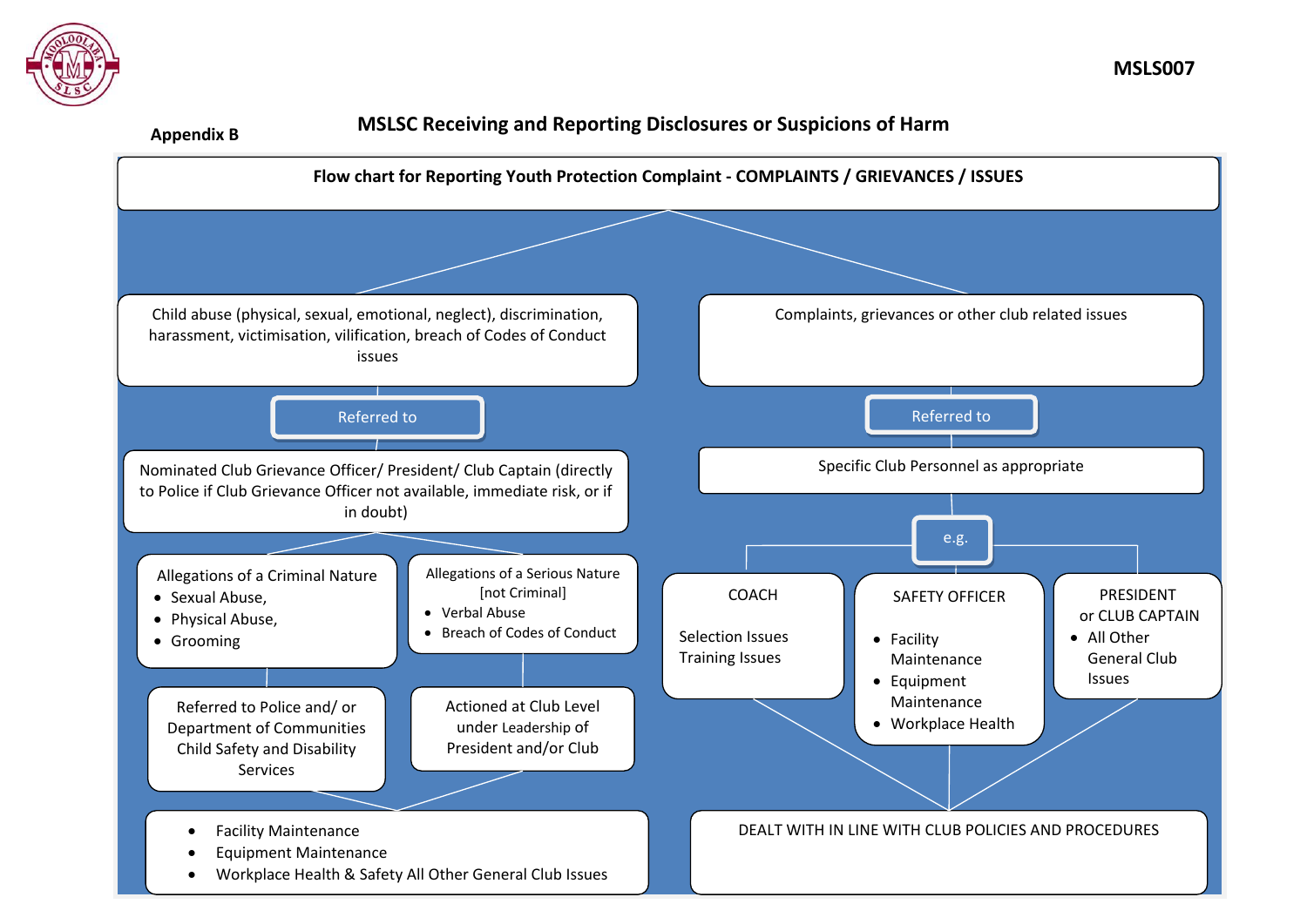MSLS007

**Appendix B**

## MSLSC Receiving and Reporting Disclosures or Suspicions of Harm

### Flow chart for Reporting Youth Protection Complaint - COMPLAINTS / GRIEVANCES / ISSUES

Child abuse (physical, sexual, emotional, neglect), discrimination, harassment, victimisation, vilification, breach of Codes of Conduct issues

Referred to

Nominated Club Grievance Officer/ President/ Club Captain (directly to Police if Club Grievance Officer not available, immediate risk, or if in doubt)

Allegations of a Criminal Nature

- Sexual Abuse,
- Physical Abuse,
- Grooming

Referred to Police and/ or Department of Communities Child Safety and Disability Services

Allegations of a Serious Nature [not Criminal]

- Verbal Abuse
- Breach of Codes of Conduct

Actioned at Club Level under Leadership of President and/or Club

- Facility Maintenance
- Equipment Maintenance
- Workplace Health & Safety All Other General Club Issues

Complaints, grievances or other club related issues

Referred to

Specific Club Personnel as appropriate

e.g.

COACH

Selection Issues
Training Issues

SAFETY OFFICER

- Facility Maintenance
- Equipment Maintenance
- Workplace Health

PRESIDENT or CLUB CAPTAIN

- All Other General Club Issues

DEALT WITH IN LINE WITH CLUB POLICIES AND PROCEDURES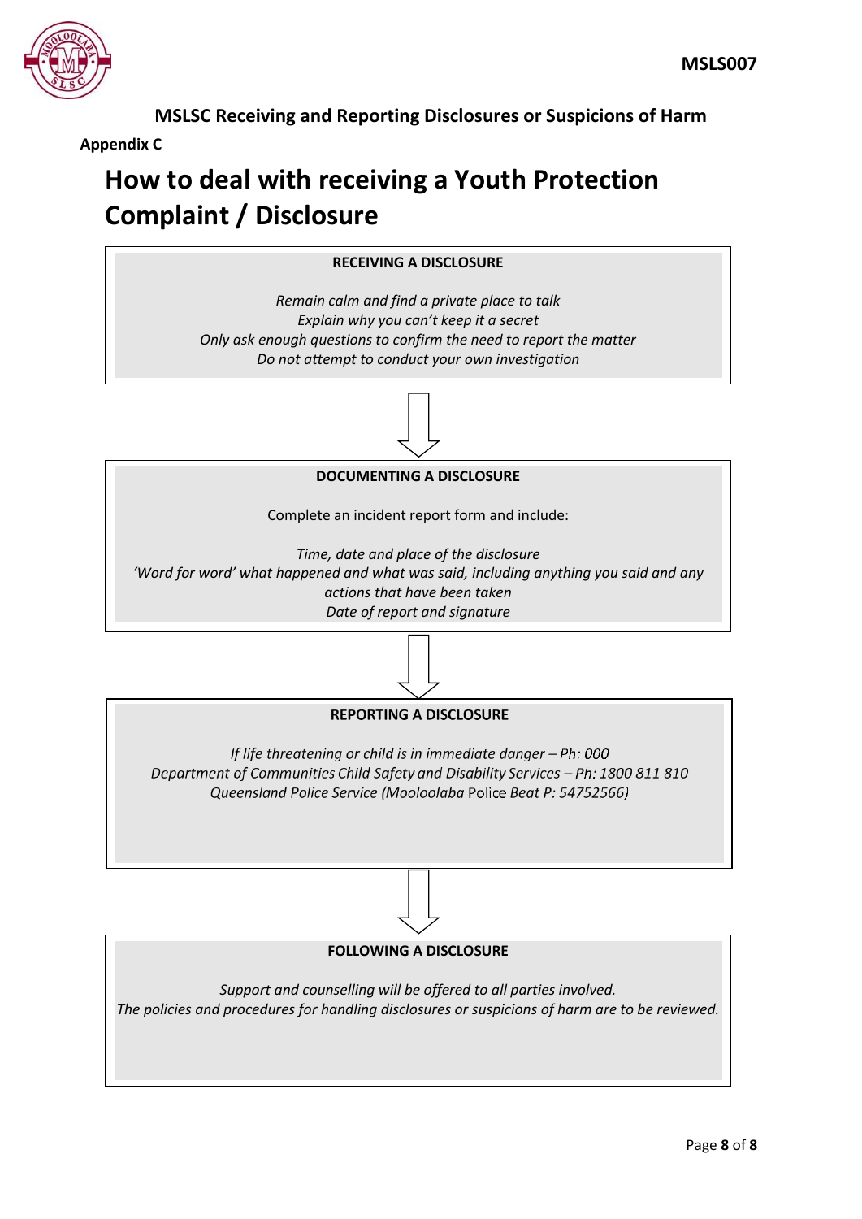MSLS007

**MSLSC Receiving and Reporting Disclosures or Suspicions of Harm**

**Appendix C**

# How to deal with receiving a Youth Protection Complaint / Disclosure

**RECEIVING A DISCLOSURE**

*Remain calm and find a private place to talk*
*Explain why you can't keep it a secret*
*Only ask enough questions to confirm the need to report the matter*
*Do not attempt to conduct your own investigation*

**DOCUMENTING A DISCLOSURE**

Complete an incident report form and include:

*Time, date and place of the disclosure*
*'Word for word' what happened and what was said, including anything you said and any actions that have been taken*
*Date of report and signature*

**REPORTING A DISCLOSURE**

*If life threatening or child is in immediate danger – Ph: 000*
*Department of Communities Child Safety and Disability Services – Ph: 1800 811 810*
*Queensland Police Service (Mooloolaba Police Beat P: 54752566)*

**FOLLOWING A DISCLOSURE**

*Support and counselling will be offered to all parties involved.*
*The policies and procedures for handling disclosures or suspicions of harm are to be reviewed.*